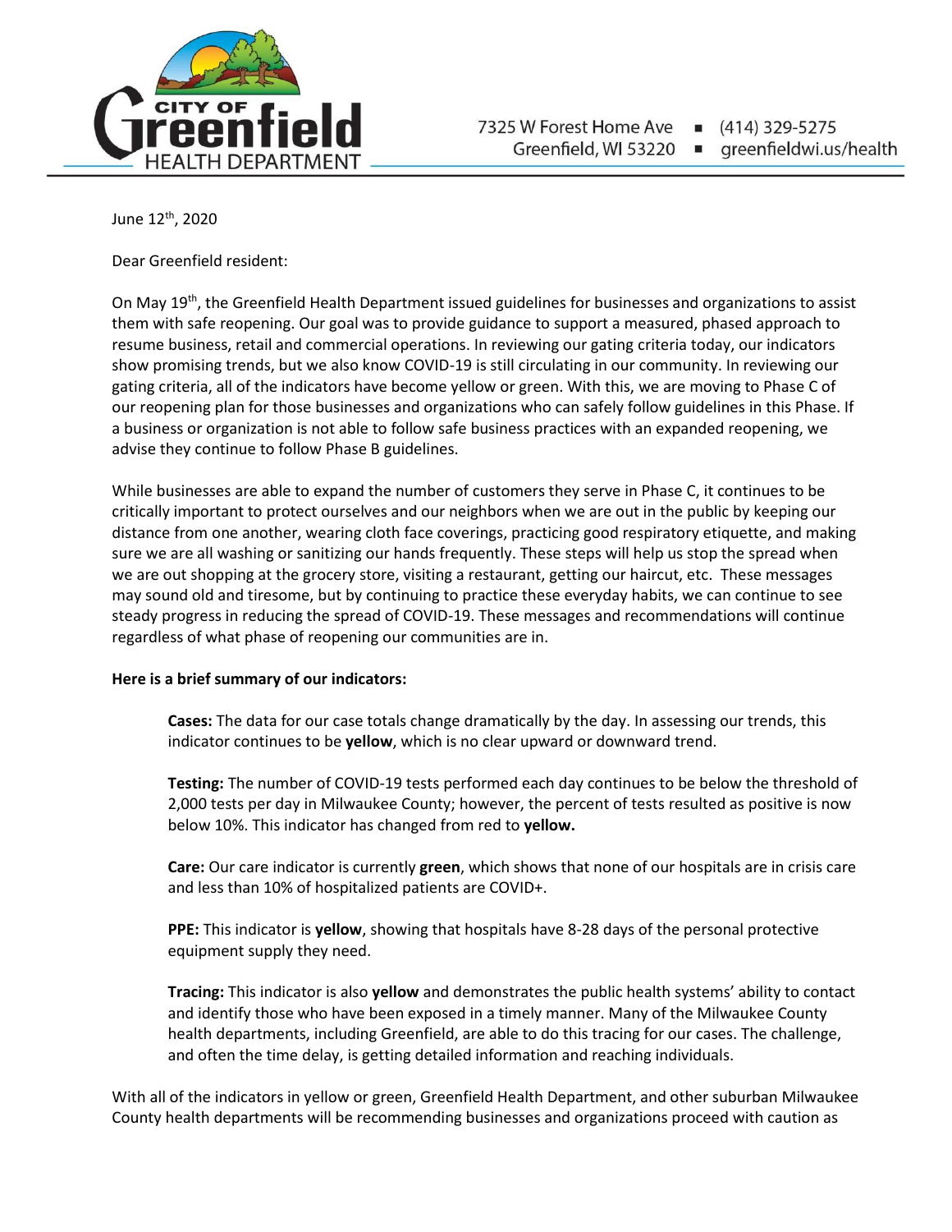CITY OF Greenfield HEALTH DEPARTMENT

7325 W Forest Home Ave ▪ (414) 329-5275
Greenfield, WI 53220 ▪ greenfieldwi.us/health

June 12th, 2020

Dear Greenfield resident:

On May 19th, the Greenfield Health Department issued guidelines for businesses and organizations to assist them with safe reopening. Our goal was to provide guidance to support a measured, phased approach to resume business, retail and commercial operations. In reviewing our gating criteria today, our indicators show promising trends, but we also know COVID-19 is still circulating in our community. In reviewing our gating criteria, all of the indicators have become yellow or green. With this, we are moving to Phase C of our reopening plan for those businesses and organizations who can safely follow guidelines in this Phase. If a business or organization is not able to follow safe business practices with an expanded reopening, we advise they continue to follow Phase B guidelines.

While businesses are able to expand the number of customers they serve in Phase C, it continues to be critically important to protect ourselves and our neighbors when we are out in the public by keeping our distance from one another, wearing cloth face coverings, practicing good respiratory etiquette, and making sure we are all washing or sanitizing our hands frequently. These steps will help us stop the spread when we are out shopping at the grocery store, visiting a restaurant, getting our haircut, etc. These messages may sound old and tiresome, but by continuing to practice these everyday habits, we can continue to see steady progress in reducing the spread of COVID-19. These messages and recommendations will continue regardless of what phase of reopening our communities are in.

**Here is a brief summary of our indicators:**

**Cases:** The data for our case totals change dramatically by the day. In assessing our trends, this indicator continues to be **yellow**, which is no clear upward or downward trend.

**Testing:** The number of COVID-19 tests performed each day continues to be below the threshold of 2,000 tests per day in Milwaukee County; however, the percent of tests resulted as positive is now below 10%. This indicator has changed from red to **yellow.**

**Care:** Our care indicator is currently **green**, which shows that none of our hospitals are in crisis care and less than 10% of hospitalized patients are COVID+.

**PPE:** This indicator is **yellow**, showing that hospitals have 8-28 days of the personal protective equipment supply they need.

**Tracing:** This indicator is also **yellow** and demonstrates the public health systems' ability to contact and identify those who have been exposed in a timely manner. Many of the Milwaukee County health departments, including Greenfield, are able to do this tracing for our cases. The challenge, and often the time delay, is getting detailed information and reaching individuals.

With all of the indicators in yellow or green, Greenfield Health Department, and other suburban Milwaukee County health departments will be recommending businesses and organizations proceed with caution as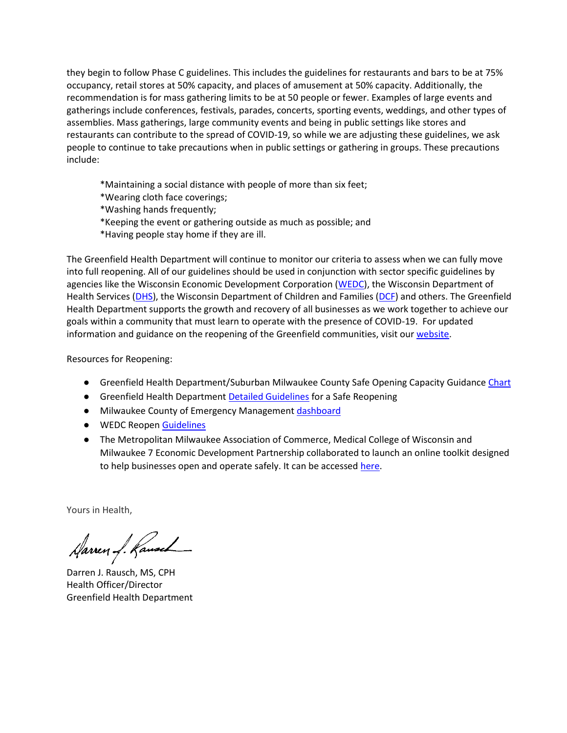they begin to follow Phase C guidelines. This includes the guidelines for restaurants and bars to be at 75% occupancy, retail stores at 50% capacity, and places of amusement at 50% capacity. Additionally, the recommendation is for mass gathering limits to be at 50 people or fewer. Examples of large events and gatherings include conferences, festivals, parades, concerts, sporting events, weddings, and other types of assemblies. Mass gatherings, large community events and being in public settings like stores and restaurants can contribute to the spread of COVID-19, so while we are adjusting these guidelines, we ask people to continue to take precautions when in public settings or gathering in groups. These precautions include:

*Maintaining a social distance with people of more than six feet;
*Wearing cloth face coverings;
*Washing hands frequently;
*Keeping the event or gathering outside as much as possible; and
*Having people stay home if they are ill.

The Greenfield Health Department will continue to monitor our criteria to assess when we can fully move into full reopening. All of our guidelines should be used in conjunction with sector specific guidelines by agencies like the Wisconsin Economic Development Corporation (WEDC), the Wisconsin Department of Health Services (DHS), the Wisconsin Department of Children and Families (DCF) and others. The Greenfield Health Department supports the growth and recovery of all businesses as we work together to achieve our goals within a community that must learn to operate with the presence of COVID-19. For updated information and guidance on the reopening of the Greenfield communities, visit our website.

Resources for Reopening:

- Greenfield Health Department/Suburban Milwaukee County Safe Opening Capacity Guidance Chart
- Greenfield Health Department Detailed Guidelines for a Safe Reopening
- Milwaukee County of Emergency Management dashboard
- WEDC Reopen Guidelines
- The Metropolitan Milwaukee Association of Commerce, Medical College of Wisconsin and Milwaukee 7 Economic Development Partnership collaborated to launch an online toolkit designed to help businesses open and operate safely. It can be accessed here.

Yours in Health,

Darren J. Rausch, MS, CPH
Health Officer/Director
Greenfield Health Department